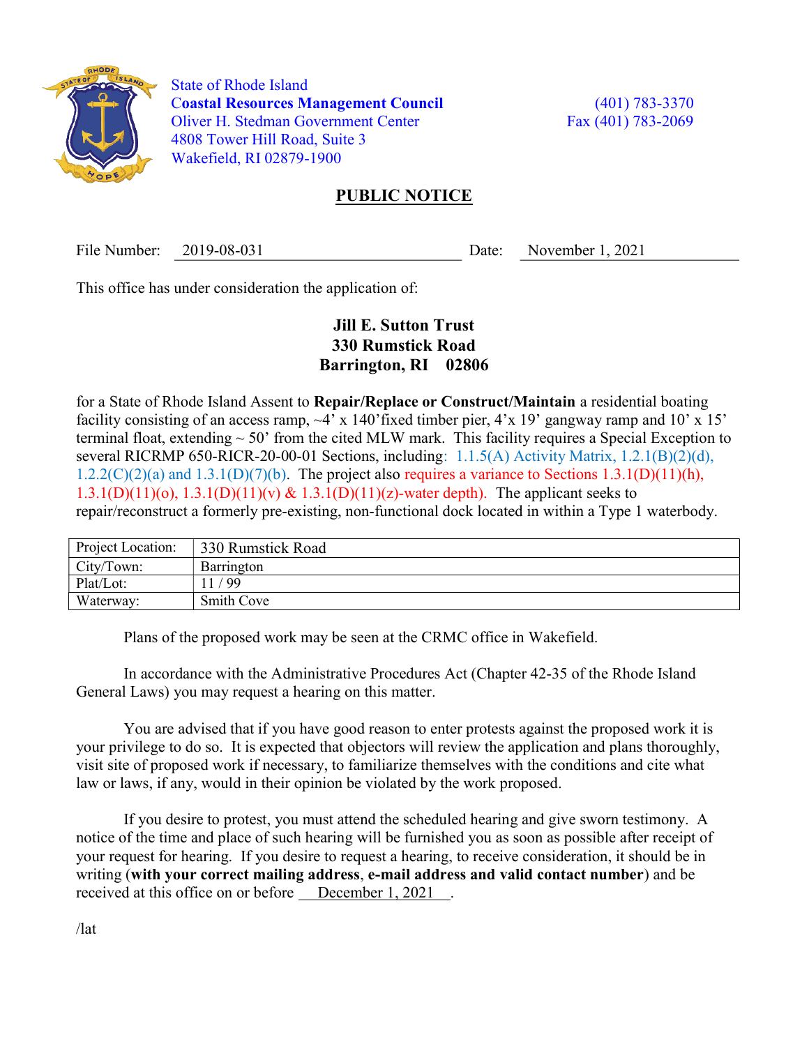State of Rhode Island
**Coastal Resources Management Council**
Oliver H. Stedman Government Center
4808 Tower Hill Road, Suite 3
Wakefield, RI 02879-1900

(401) 783-3370
Fax (401) 783-2069

# PUBLIC NOTICE

File Number: 2019-08-031 Date: November 1, 2021

This office has under consideration the application of:

**Jill E. Sutton Trust**
**330 Rumstick Road**
**Barrington, RI 02806**

for a State of Rhode Island Assent to **Repair/Replace or Construct/Maintain** a residential boating facility consisting of an access ramp, ~4' x 140'fixed timber pier, 4'x 19' gangway ramp and 10' x 15' terminal float, extending ~ 50' from the cited MLW mark. This facility requires a Special Exception to several RICRMP 650-RICR-20-00-01 Sections, including: 1.1.5(A) Activity Matrix, 1.2.1(B)(2)(d), 1.2.2(C)(2)(a) and 1.3.1(D)(7)(b). The project also requires a variance to Sections 1.3.1(D)(11)(h), 1.3.1(D)(11)(o), 1.3.1(D)(11)(v) & 1.3.1(D)(11)(z)-water depth). The applicant seeks to repair/reconstruct a formerly pre-existing, non-functional dock located in within a Type 1 waterbody.

| Project Location: | 330 Rumstick Road |
|---|---|
| City/Town: | Barrington |
| Plat/Lot: | 11 / 99 |
| Waterway: | Smith Cove |

Plans of the proposed work may be seen at the CRMC office in Wakefield.

In accordance with the Administrative Procedures Act (Chapter 42-35 of the Rhode Island General Laws) you may request a hearing on this matter.

You are advised that if you have good reason to enter protests against the proposed work it is your privilege to do so. It is expected that objectors will review the application and plans thoroughly, visit site of proposed work if necessary, to familiarize themselves with the conditions and cite what law or laws, if any, would in their opinion be violated by the work proposed.

If you desire to protest, you must attend the scheduled hearing and give sworn testimony. A notice of the time and place of such hearing will be furnished you as soon as possible after receipt of your request for hearing. If you desire to request a hearing, to receive consideration, it should be in writing (**with your correct mailing address**, **e-mail address and valid contact number**) and be received at this office on or before December 1, 2021.

/lat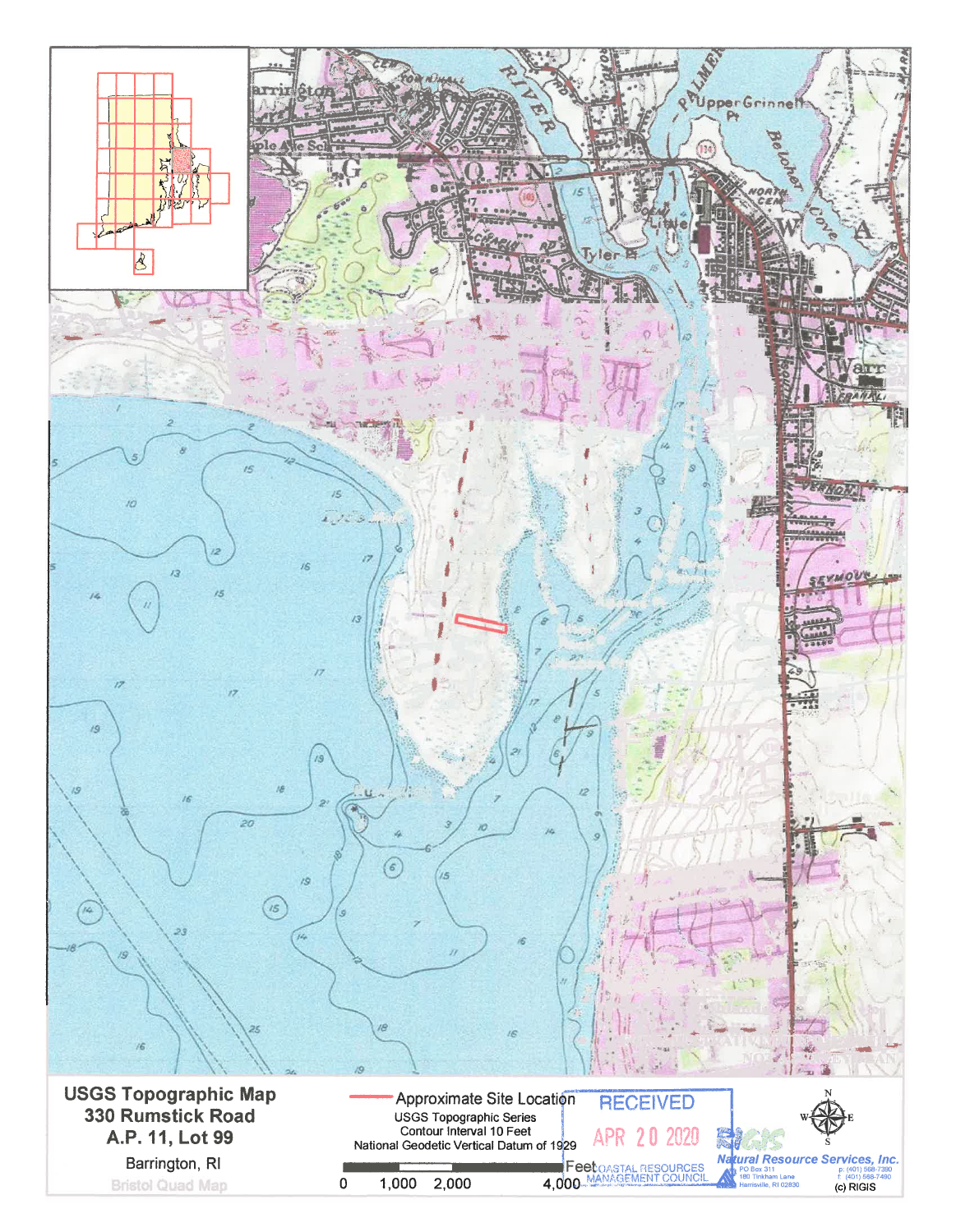**USGS Topographic Map**
**330 Rumstick Road**
**A.P. 11, Lot 99**
Barrington, RI
Bristol Quad Map

Approximate Site Location
USGS Topographic Series
Contour Interval 10 Feet
National Geodetic Vertical Datum of 1929

0 1,000 2,000 4,000 Feet

RECEIVED
APR 20 2020
COASTAL RESOURCES MANAGEMENT COUNCIL

RIGIS
Natural Resource Services, Inc.
PO Box 311
180 Tinkham Lane
Harrisville, RI 02830
p: (401) 568-7390
f: (401) 568-7490
(c) RIGIS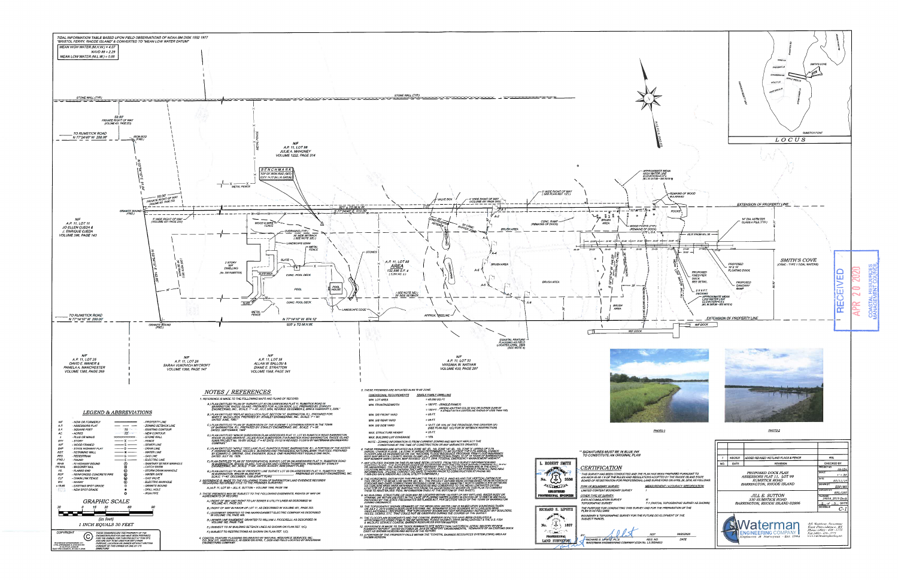TIDAL INFORMATION TABLE BASED UPON FIELD OBSERVATIONS OF NOAA BM DISK 1552 1977 "BRISTOL FERRY, RHODE ISLAND" & CONVERTED TO "MEAN LOW WATER DATUM"

MEAN HIGH WATER (M.H.W.) = 4.07

NAVD 88 = 2.29

MEAN LOW WATER (M.L.W.) = 0.00

## LOCUS

SMITH'S COVE

RUMSTICK POINT

STONE WALL (TYP)

50.00' PRIVATE RIGHT OF WAY (VOLUME 451 PAGE 253)

TO RUMSTICK ROAD N 77°24'03" W 200.00'

IRON ROD (FND.)

N/F A.P. 11, LOT 98 JULIE A. MAHONEY VOLUME 1222, PAGE 314

BENCHMARK TOP OF IRON ROD (SET) ELEV. 14.27 (M.L.W. DATUM)

METAL FENCE

50.00' PRIVATE RIGHT OF WAY (VOLUME 451 PAGE 253)

GRANITE BOUND (FND.)

5' WIDE RIGHT OF WAY (VOLUME 451 PAGE 253)

N/F A.P. 11, LOT 11 JO ELLEN CUEDA & J. ENRIQUE CUEDA VOLUME 396, PAGE 143

2 STORY W/F DWELLING (No. 330 RUMSTICK)

CONC. POOL DECK

POOL

POOL HOUSE

A.P. 11, LOT 99 AREA 132,996 S.F.± (3.051 AC.±)

S 77°24'40" E 510.00'

321'± TO M.H.W.

N 77°14'10" W 874.12'

926'± TO M.H.W.

4' WIDE RIGHT OF WAY (VOLUME 451 PAGE 253)

5' WIDE RIGHT OF WAY (SEE PLAN REF. 1F)

APPROXIMATE MEAN HIGH WATER LINE ELEVATION=4.07 (M.L.W. DATUM - SEE NOTE 9)

REMAINS OF WOOD BULKHEAD

WOOD POSTS (TYP) (REMAINS OF DOCK)

EXTENSION OF PROPERTY LINE

14" DIA. ASTM D25 CLASS A PILE (TYP)

PROPOSED 10' X 16' FLOATING DOCK

PROPOSED FIXED PIER DOCK SEE DETAIL

PROPOSED GANGWAY RAMP

APPROXIMATE MEAN LOW WATER LINE ELEVATION=0.0 (M.L.W. DATUM - SEE NOTE 9)

SMITH'S COVE (CRMC - TYPE 1 TIDAL WATERS)

COASTAL FEATURE FLAGGING AS FIELD LOCATED APRIL 2020 (SEE NOTE 4)

BRUSH AREA

CONC. RAMP (REMAINS OF DOCK)

APPROX. TREELINE

TO RUMSTICK ROAD N 77°14'10" W 200.00'

GRANITE BOUND (FND.)

N/F A.P. 11, LOT 25 DAVID E. MAHER & PAMELA A. MANCHESTER VOLUME 1300, PAGE 269

N/F A.P. 11, LOT 26 SARAH VUKOVICH MYCROFT VOLUME 1366, PAGE 147

N/F A.P. 11, LOT 35 ALLAN W. BALLOU & DIANE E. STRATTON VOLUME 1568, PAGE 341

N/F A.P. 11, LOT 33 VIRGINIA W. NATHAN VOLUME 433, PAGE 207

N/F DOCK

RECEIVED APR 20 2020 COASTAL RESOURCES MANAGEMENT COUNCIL

PHOTO 1

PHOTO 2

## LEGEND & ABBREVIATIONS

- N/F - NOW OR FORMERLY
- A.P. - ASSESSORS PLAT
- S.F. - SQUARE FEET
- AC. - ACRES
- ± - PLUS OR MINUS
- STY - STORY
- W/F - WOOD FRAMED
- SHP - STATE HIGHWAY PLAT
- RET. - RETAINING WALL
- PED. - PEDESTRIAN
- (FND.) - FOUND
- RIHB - RI HIGHWAY BOUND
- FN NAIL - MASONRY NAIL
- FE. - FLARED END
- RCP - REINFORCED CONCRETE PIPE
- CLF - CHAIN LINK FENCE
- INV. - INVERT
- × 15.85 - EXISTING SPOT GRADE
- NEW SPOT GRADE
- PROPERTY LINE
- ZONING SETBACK LINE
- EXISTING CONTOUR
- NEW CONTOUR
- STONE WALL
- FENCE
- SEWER LINE
- DRAIN LINE
- WATER LINE
- GAS LINE
- ELECTRIC LINE
- SANITARY SEWER MANHOLE
- CATCH BASIN
- STORM DRAIN MANHOLE
- WATER GATE
- GAS VALVE
- ELECTRIC MANHOLE
- GRANITE BOUND
- DRILL HOLE
- IRON PIPE

## GRAPHIC SCALE

(in feet)

1 INCH EQUALS 30 FEET

COPYRIGHT © THESE DRAWINGS ARE THE PROPERTY OF THE ENGINEER/SURVEYOR AND WERE PREPARED FOR THE OWNER, FOR THIS PROJECT AT THIS SITE, AND ARE NOT TO BE USED FOR ANY OTHER PURPOSE, LOCATION OR OWNER WITHOUT WRITTEN CONSENT OF THIS OWNER OR ONE OF ITS DIRECTORS.

## NOTES / REFERENCES

1. REFERENCE IS MADE TO THE FOLLOWING MAPS AND PLANS OF RECORD:
   - A.) PLAN ENTITLED "PLAN OF SURVEY LOT 93 ON ASSESSORS PLAT 11, RUMSTICK ROAD IN BARRINGTON, RHODE ISLAND, PREPARED FOR ALLEN ROCK, LLC. PREPARED BY STANLEY ENGINEERING, INC., SCALE: 1" = 40', JULY, 2004, REVISED DECEMBER 2, 2004 & FEBRUARY 3, 2005."
   - B.) PLAN ENTITLED "REPLAT MCCULLOCH PLAT, SECTION "A", BARRINGTON, R.I., PREPARED FOR: MARY F. MCCULLOCH. PREPARED BY: STANLEY ENGINEERING, INC., SCALE: 1" = 40', DATED: JUNE, 1962."
   - C.) PLAN ENTITLED "PLAN OF SUBDIVISION OF THE RUDENE T. LOTHERSON ESTATE IN THE TOWN OF BARRINGTON, R.I., PREPARED BY STANLEY ENGINEERING, INC., SCALE: 1" = 50', DATED: SEPTEMBER, 1965"
   - D.) PLAN ENTITLED "MINOR SUBDIVISION PLAN ASSESSORS PLAT 11, LOT 63 RUMSTICK ROAD BARRINGTON, RHODE ISLAND OWNERS - ALLEN ROCK SUBDIVISION 314 RUMSTICK ROAD BARRINGTON, RHODE ISLAND 02806 PROJECT No. 16-091 SCALE: 1" = 40' DATE: 01/12/16 REVISED: 11/28/16 BY WATERMAN ENGINEERING COMPANY"
   - E.) PLAN ENTITLED "APPLE TREE LANE PLAT, RUMSTICK POINT, BARRINGTON, R.I., A PORTION OF THE ESTATE F. HERMAN BLANDING, HELLEN E. BLANDING AND PROVIDENCE NATIONAL BANK TRUSTEES. PREPARED BY EDWARD G. GREENE, CIVIL ENGINEER, SCALE: ONE HUNDRED FEET EQUALS ONE INCH, DATED: JULY 20, 1925."
   - F.) PLAN ENTITLED "PLAN OF TOPOGRAPHICAL SURVEY LOT 99 ON ASSESSORS PLAT 11, RUMSTICK ROAD IN BARRINGTON, RHODE ISLAND, FOR GEORGE R. CAMPBELL, PREPARED BY STANLEY ENGINEERING, INC., SCALE: 1"=30', DATED: AUGUST, 1995 (DRAFT PLAN)"
   - G.) PLAN ENTITLED "PLAN OF PROPERTY LINE SURVEY LOT 99 ON ASSESSORS PLAT 11, RUMSTICK ROAD IN BARRINGTON, RHODE ISLAND, FOR ... PREPARED BY STANLEY ENGINEERING, INC. SCALE: 1"=40', DECEMBER, 1994 (DRAFT PLAN)"
2. REFERENCE IS MADE TO THE FOLLOWING TOWN OF BARRINGTON LAND EVIDENCE RECORDS REGARDING RECORDED TITLE TO THE PREMISES SURVEYED:
   - A.) A.P. 11, LOT 99 – JILL E. SUTTON – VOLUME 1660, PAGE 156
3. THESE PREMISES MAY BE SUBJECT TO THE FOLLOWING EASEMENTS, RIGHTS OF WAY OR AGREEMENTS OF RECORD:
   - A.) RIGHT OF WAY AND RIGHT TO LAY SEWER & UTILITY LINES AS DESCRIBED IN VOLUME 451, PAGE 253.
   - B.) RIGHT OF WAY IN FAVOR OF LOT 17, AS DESCRIBED IN VOLUME 451, PAGE 253.
   - C.) EASEMENT GRANTED TO THE NARRAGANSETT ELECTRIC COMPANY AS DESCRIBED IN VOLUME 176, PAGE 496.
   - D.) SEWER LINE EASEMENT GRANTED TO WILLIAM J. PICCERELLI AS DESCRIBED IN VOLUME 789, PAGE 1145.
   - E.) SUBJECT TO 50' BUILDING SETBACK LINES AS SHOWN ON PLAN REF. 1C).
   - F.) SUBJECT TO RESTRICTIONS AS SHOWN ON PLAN REF. 1C).
4. COASTAL FEATURE FLAGGING DESIGNATED BY NATURAL RESOURCE SERVICES, INC. P.O. BOX 311, HARRISVILLE, RI 02830 ON APRIL 7, 2020 AND FIELD LOCATED BY WATERMAN ENGINEERING COMPANY.
5. THESE PREMISES ARE SITUATED IN AN R-40 ZONE.

| DIMENSIONAL REQUIREMENTS | SINGLE FAMILY DWELLING |
|---|---|
| MIN. LOT AREA | = 40,000 SQ.FT. |
| MIN. FRONTAGE/WIDTH | = 150 FT. (SINGLE FAMILY) |
| | = 100 FT. (WHEN ABUTTING CUL-DE-SAC OR OUTSIDE CURVE OF A STREET WITH A CENTERLINE RADIUS OF LESS THAN 150') |
| MIN. SIDE FRONT YARD | = 35 FT. |
| MIN. SIDE REAR YARD | = 35 FT. |
| MIN. SIDE SIDE YARD | = 10 FT. OR 15% OF THE FRONTAGE (THE GREATER OF) (SEE PLAN REF. 1C) FOR 50' SETBACK RESTRICTION) |
| MAX. STRUCTURE HEIGHT | = 35 FT. |
| MAX. BUILDING LOT COVERAGE | = 15% |

NOTE - ZONING INFORMATION IS FROM CURRENT ZONING AND MAY NOT REFLECT THE CONDITIONS AT THE TIME OF CONSTRUCTION OR ANY VARIANCES GRANTED.

6. THESE PREMISES ARE SITUATED IN A ZONE AE (EL. 14), ZONE VE (EL. 16), ZONE X (AREAS OF 0.2% ANNUAL CHANCE FLOOD...) AS DESIGNATED ON THE NATIONAL FLOOD INSURANCE PROGRAM "FIRM" FLOOD INSURANCE RATE MAP BRISTOL COUNTY, RHODE ISLAND (ALL JURISDICTIONS) PANEL 20 OF 38 TOWN OF BARRINGTON MAP NUMBER 44001C0020H, MAP REVISED: JULY 7, 2014. FEDERAL EMERGENCY MANAGEMENT AGENCY.
7. ANY UTILITIES SHOWN ON THIS PLAN HAVE BEEN LOCATED FROM FIELD SURVEY INFORMATION AND EXISTING PLANS. THE SURVEYOR MAKES NO GUARANTEE THAT THE UNDERGROUND UTILITIES SHOWN COMPRISE ALL SUCH UTILITIES IN THE AREA, EITHER IN SERVICE OR ABANDONED. THE SURVEYOR FURTHER DOES NOT WARRANT THAT THE UNDERGROUND UTILITIES SHOWN ARE IN THE EXACT LOCATION INDICATED ALTHOUGH HE DOES CERTIFY THAT THEY ARE LOCATED AS ACCURATELY AS POSSIBLE FROM INFORMATION AVAILABLE. ... CALL DIG SAFE AT 1-888-DIG-SAFE AND/OR ALL LOCAL UTILITY COMPANIES.
8. THE HORIZONTAL DATUM FOR THIS PROJECT IS THE R.I.S.P.C.S. (NAD 83) AND THE VERTICAL DATUM FOR THIS PROJECT IS MEAN LOW WATER (M.L.W.). THE PROJECT DATUMS WERE ESTABLISHED FROM REFERENCE STATIONS AND SIMULTANEOUS OBSERVATIONS PROCESSED FROM THE LEICA SMARTNET NORTH AMERICA RTK NETWORK ... A FACTOR OF 2.29 MUST BE SUBTRACTED FROM THE ELEVATIONS AS SHOWN ON THIS PLAN TO CONVERT THEM TO NAVD 88 (SEE TIDAL INFORMATION TABLE AT THE TOP OF THIS SHEET).
9. NO BUILDING, STRUCTURE OR SIGN MAY BE LOCATED WITHIN 100 FEET OF ANY WETLAND, WATER BODY OR STREAM, OR WITHIN 200 FEET IN THE CASE OF FLOWING WATER BODIES IN EXCESS OF 10 FEET IN WIDTH AS PROVIDED BY THE STATE FRESHWATER WETLANDS ACT, PER SECTION 185-32 OF THE TOWN OF BARRINGTON ZONING ORDINANCE.
10. THE TOPOGRAPHY SHOWN SEAWARD OF THE MEAN HIGH WATER LINE IS BASED UPON SOUNDINGS TAKEN ON JULY 2, 2019 USING A SEAFLOOR SYSTEMS, INC. SONARMITE STICK SOUNDER WITH CARLSON SURV... CONTROLLER. ...THE TOPOGRAPHY SHOWN MAY NOT NECESSARILY REPRESENT ANY BOULDERS, HOLES, DEBRIS, ETC. THAT COULD NOT BE OBSERVED DURING THE COURSE OF THE SURVEY.
11. THE FLOODPLAIN BOUNDARIES AND THE COASTAL BARRIER DEPICTED HAVE BEEN OVERLAYED & APPROXIMATED FROM RIGIS DATA & ONLINE NATIONAL FLOOD HAZARD LAYER (NFHL) DATASETS & THE U.S. FISH & WILDLIFE SERVICE COASTAL BARRIER RESOURCES SYSTEM MAPPER.
12. REFERENCE IS MADE TO PLAN PREPARED BY ... (HISTORIC AERIAL IMAGERY REVIEW SUMMARY REPORT, DATED OCTOBER 25, 2019 BY NEWPORT ENVIRONMENTAL. REMNANTS OF AN EXISTING DOCK EXIST AS SHOWN HEREON AND NOTED IN THE REPORT.
13. A PORTION OF THE PROPERTY FALLS WITHIN THE "COASTAL BARRIER RESOURCES SYSTEM (CBRS) AREA AS SHOWN HEREON.

** SIGNATURES MUST BE IN BLUE INK TO CONSTITUTE AN ORIGINAL PLAN

L. ROBERT SMITH No. 3536 REGISTERED PROFESSIONAL ENGINEER

RICHARD S. LIPSITZ No. 1857 PROFESSIONAL LAND SURVEYOR

## CERTIFICATION

THIS SURVEY HAS BEEN CONDUCTED AND THE PLAN HAS BEEN PREPARED PURSUANT TO 435-RICR-00-00-1.9 OF THE RULES AND REGULATIONS ADOPTED BY THE RHODE ISLAND STATE BOARD OF REGISTRATION FOR PROFESSIONAL LAND SURVEYORS ON APRIL 26, 2016, AS FOLLOWS:

TYPE OF BOUNDARY SURVEY: LIMITED CONTENT BOUNDARY SURVEY — MEASUREMENT / ACCURACY SPECIFICATION: I

OTHER TYPE OF SURVEY: DATA ACCUMULATION SURVEY — III; TOPOGRAPHIC SURVEY — T-1 (PARTIAL TOPOGRAPHIC SURVEY AS SHOWN)

THE PURPOSE FOR CONDUCTING THIS SURVEY AND FOR THE PREPARATION OF THE PLAN IS AS FOLLOWS:

BOUNDARY & TOPOGRAPHIC SURVEY FOR THE FUTURE DEVELOPMENT OF THE SUBJECT PARCEL.

BY: RICHARD S. LIPSITZ, PLS — REG. NO. 1857 — DATE 04/20/2020

WATERMAN ENGINEERING COMPANY (COA No. LS.0000463)

| NO. | DATE | REVISION | BY |
|---|---|---|---|
| 1 | 4/8/2020 | ADDED REVISED WETLAND FLAGS & FENCE | RSL |

PROPOSED DOCK PLAN
ASSESSORS PLAT 11, LOT 99
RUMSTICK ROAD
BARRINGTON, RHODE ISLAND

JILL E. SUTTON
330 RUMSTICK ROAD
BARRINGTON, RHODE ISLAND 02806

SCALE: 1" = 30'
DATE: 07/11/19
SHEET: C-1

Waterman ENGINEERING COMPANY — Engineers & Surveyors - Est. 1894 — 46 Sutton Avenue, East Providence, RI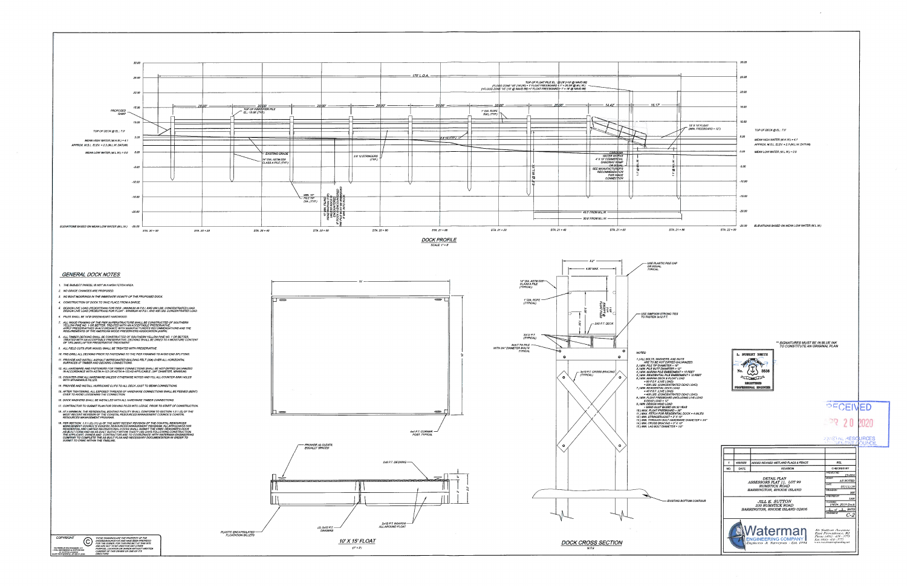## DOCK PROFILE

SCALE: 1" = 8'

175' L.O.A.

TOP OF FLOAT PILE EL.: 20.29' (+10' @ NAVD 88)
(FLOOD ZONE "VE" (14.29') + 1' FLOAT FREEBOARD + 1' = 20.29' @ M.L.W.)
(*FLOOD ZONE "VE" (15' @ NAVD 88) +1' FLOAT FREEBOARD = 1' = 18' @ NAVD 88)

PROPOSED RAMP

TOP OF PIER/DECK PILE EL.: 15.00' (TYP.)

TOP OF DECK @ EL.: 7.0'

MEAN HIGH WATER (M.H.W.) = 4.1'
APPROX. M.S.L. ELEV. = 2.3 (M.L.W. DATUM)

MEAN LOW WATER (M.L.W.) = 0.0

ELEVATIONS BASED ON MEAN LOW WATER (M.L.W.)

20.00' 20.00' 20.00' 20.00' 20.00' 20.00' 20.00' 14.42' 16.17'

1" DIA. ROPE RAIL (TYP.)

EXISTING GRADE

14" DIA. ASTM D25 CLASS A PILE (TYP.)

2 X 12 (TYP.)

3 X 12 STRINGERS (TYP.)

MIN. 10" PILE TIP DIA. (TYP.)

10' MIN. PILING PENETRATION (TYP.) INTO BOTTOM IF LEDGE IS ENCOUNTERED THE PILE MAY BE PINNED INTO LEDGE

CARDINAL WATER WORKS 4' X 16' COMMERCIAL GANGWAY RAMP OR EQUAL SEE MANUFACTURER'S RECOMMENDATION FOR HINGE CONNECTION

10' X 15' FLOAT (MIN. FREEBOARD = 12")

-5.5' @ M.L.W.

-1.5' @ M.L.W.

-1' @ M.L.W.

45.5' FROM M.L.W.

30.6' FROM M.L.W.

TOP OF DECK @ EL.: 7.0'
MEAN HIGH WATER (M.H.W.) = 4.1'
APPROX. M.S.L. ELEV. = 2.3 (M.L.W. DATUM)
MEAN LOW WATER (M.L.W.) = 0.0

ELEVATIONS BASED ON MEAN LOW WATER (M.L.W.)

30.00 25.00 20.00 15.00 10.00 5.00 0.00 -5.00 -10.00 -15.00 -20.00 -25.00

STA. 20 + 00 STA. 20 + 20 STA. 20 + 40 STA. 20 + 60 STA. 20 + 80 STA. 21 + 00 STA. 21 + 20 STA. 21 + 40 STA. 21 + 60 STA. 21 + 80 STA. 22 + 00

## GENERAL DOCK NOTES

1. THE SUBJECT PARCEL IS NOT IN A HIGH FETCH AREA.
2. NO GRADE CHANGES ARE PROPOSED.
3. NO BOAT MOORINGS IN THE IMMEDIATE VICINITY OF THE PROPOSED DOCK.
4. CONSTRUCTION OF DOCK TO TAKE PLACE FROM A BARGE.
5. DESIGN LIVE LOAD (PEDESTRIAN) FOR PIER - MINIMUM 40 P.S.F. AND 400 LBS. CONCENTRATED LOAD. DESIGN LIVE LOAD (PEDESTRIAN) FOR FLOAT - MINIMUM 40 P.S.F. AND 400 LBS. CONCENTRATED LOAD.
6. PILES SHALL BE 14"Ø GREENHEART HARDWOOD
7. ALL WOOD FRAMING OF THE PIER SUPERSTRUCTURE SHALL BE CONSTRUCTED OF SOUTHERN YELLOW PINE NO. 1 OR BETTER, TREATED WITH AN ACCEPTABLE PRESERVATIVE. APPLY PRESERVATIVE IN ACCORDANCE WITH MANUFACTURER'S RECOMMENDATIONS AND THE REQUIREMENTS OF THE AMERICAN WOOD PRESERVERS ASSOCIATION (AWPA).
8. ALL TIMBER DECKING SHALL BE CONSTRUCTED OF SOUTHERN YELLOW PINE NO. 1 OR BETTER, TREATED WITH AN ACCEPTABLE PRESERVATIVE. DECKING SHALL BE DRIED TO A MOISTURE CONTENT OF 19% (MAX.) AFTER PRESERVATIVE TREATMENT.
9. ALL FIELD CUTS (FOR WOOD) SHALL BE TREATED WITH PRESERVATIVE.
10. PRE-DRILL ALL DECKING PRIOR TO FASTENING TO THE PIER FRAMING TO AVOID END SPLITTING.
11. PROVIDE AND INSTALL ASPHALT IMPREGNATED BUILDING FELT (30#) OVER ALL HORIZONTAL SURFACES AT TIMBER AND DECKING CONNECTIONS.
12. ALL HARDWARE AND FASTENERS FOR TIMBER CONNECTIONS SHALL BE HOT-DIPPED GALVANIZED IN ACCORDANCE WITH ASTM A-123 OR ASTM A-153 AS APPLICABLE. (3/4" DIAMETER, MINIMUM)
13. COUNTER-SINK ALL HARDWARE UNLESS OTHERWISE NOTED AND FILL ALL COUNTER-SINK HOLES WITH BITUMINOUS FILLER.
14. PROVIDE AND INSTALL HURRICANE CLIPS TO ALL DECK JOIST TO BEAM CONNECTIONS.
15. AFTER TIGHTENING, ALL EXPOSED THREADS OF HARDWARE CONNECTIONS SHALL BE PEENED (BENT) OVER TO AVOID LOOSENING THE CONNECTION.
16. DOCK WASHERS SHALL BE INSTALLED WITH ALL HARDWARE TIMBER CONNECTIONS.
17. CONTRACTOR TO SUBMIT PLAN FOR DRIVING PILES INTO LEDGE, PRIOR TO START OF CONSTRUCTION.
18. AT A MINIMUM, THE RESIDENTIAL BOATING FACILITY SHALL CONFORM TO SECTION 1.3.1 (D) OF THE MOST RECENT REVISION OF THE COASTAL RESOURCES MANAGEMENT COUNCIL'S COASTAL RESOURCES MANAGEMENT PROGRAM.
19. PER SECTION 1.3.1 (D) (11) (j) OF THE MOST RECENT REVISION OF THE COASTAL RESOURCES MANAGEMENT COUNCIL'S COASTAL RESOURCES MANAGEMENT PROGRAM, ALL APPLICANTS FOR RESIDENTIAL AND LIMITED RECREATIONAL DOCKS SHALL SUBMIT THE CRMC DESIGNER'S DOCK AS-BUILT FORM AND AN AS-BUILT SURVEY WITHIN THIRTY (30) DAYS FOLLOWING CONSTRUCTION. THE APPLICANT, OWNER AND CONTRACTOR ARE TO COORDINATE WITH WATERMAN ENGINEERING COMPANY TO COMPLETE THE AS-BUILT PLAN AND NECESSARY DOCUMENTATION IN ORDER TO SUBMIT TO CRMC WITHIN THE TIMELINE.

## 10' X 15' FLOAT

(1" = 2')

15'

10'

4x4 P.T. CORNER POST, TYPICAL

PROVIDE (4) CLEATS EQUALLY SPACED

2x6 P.T. DECKING

PLASTIC ENCAPSULATED FLOATATION BILLETS

(2) 3x12 P.T. DRIVERS

2x12 P.T. BOARDS ALL AROUND FLOAT

## DOCK CROSS SECTION

N.T.S.

5.2'

4.50' MAX.

USE PLASTIC PILE CAP OR EQUAL TYPICAL

14" DIA. ASTM D25 CLASS A PILE (TYPICAL)

1" DIA. ROPE (TYPICAL)

3.00'

1.50'

TOP OF PILE EL. 15.00' @ M.L.W.

USE SIMPSON STRONG TIES TO FASTEN 3x12 P.T.

2x6 P.T. DECK

3X12 P.T. (TYPICAL)

BOLT TO PILE WITH 3/4" DIAMETER BOLTS TYPICAL

3x10 P.T. CROSS BRACING (TYPICAL)

EXISTING BOTTOM CONTOUR

NOTES:

1.) ALL BOLTS, WASHERS, AND NUTS ARE TO BE HOT DIPPED GALVANIZED.
2.) MIN. PILE TIP DIAMETER = 10"
3.) MIN. PILE BUTT DIAMETER = 12"
4.) MIN. MARINA PILE EMBEDMENT = 15 FEET
5.) MIN. RESIDENTIAL PILE EMBEDMENT = 10 FEET
6.) MIN. MARINA DECK & FLOAT LOAD
= 50 P.S.F. (LIVE LOAD)
= 500 LBS. (CONCENTRATED DEAD LOAD)
7.) MIN. RESIDENTIAL DECK LOAD
= 40 P.S.F. (LIVE LOAD)
= 400 LBS. (CONCENTRATED DEAD LOAD)
8.) MIN. FLOAT FREEBOARD (INCLUDING LIVE LOAD & DEAD LOAD) = 12"
9.) MIN. DESIGN WIND LOAD
- WIND GUST BASED ON 50 YEAR
10.) MAX. FLOAT FREEBOARD = 30"
11.) MAX. FETCH FOR RESIDENTIAL DOCK = 4 MILES
12.) MIN. STRINGER/JOIST = 3" X 10"
13.) MIN. THROUGH BOLT HARDWARE DIAMETER = 3/4"
14.) MIN. CROSS BRACING = 3" X 10"
15.) MIN. LAG BOLT DIAMETER = 1/2"

** SIGNATURES MUST BE IN BLUE INK TO CONSTITUTE AN ORIGINAL PLAN

L. HUBERT SMITH
No. 3538
REGISTERED PROFESSIONAL ENGINEER

RECEIVED
APR 20 2020
COASTAL RESOURCES MANAGEMENT COUNCIL

| NO. | DATE | REVISION | CHECKED BY |
|---|---|---|---|
| 1 | 4/9/2020 | ADDED REVISED WETLAND FLAGS & FENCE | RSL |

DETAIL PLAN
ASSESSORS PLAT 11, LOT 99
RUMSTICK ROAD
BARRINGTON, RHODE ISLAND

JILL E. SUTTON
330 RUMSTICK ROAD
BARRINGTON, RHODE ISLAND 02806

PROJECT NO.: 19-091
SCALE: AS NOTED
DATE: 07/11/19
DRAWN: MR
CHECKED BY: LHA
FILENAME: 19604_2019 Dock
SHEET 3 OF 3
DRAWING # C-2

Waterman ENGINEERING COMPANY
Engineers & Surveyors - Est. 1994
46 Sutton Avenue
East Providence, RI
Phone (401) - 438 - 5775
Fax (401) - 438 - 5773
www.watermanengineering.net

COPYRIGHT ©

THESE DRAWINGS ARE THE PROPERTY OF THE ENGINEER/SURVEYOR AND HAVE BEEN PREPARED FOR THE OWNER, FOR THE PROJECT AT THE SITE AND ARE NOT TO BE USED FOR ANY OTHER PURPOSE, LOCATION OR OWNER WITHOUT WRITTEN CONSENT OF THIS OWNER OR ONE OF IT'S DIRECTORS